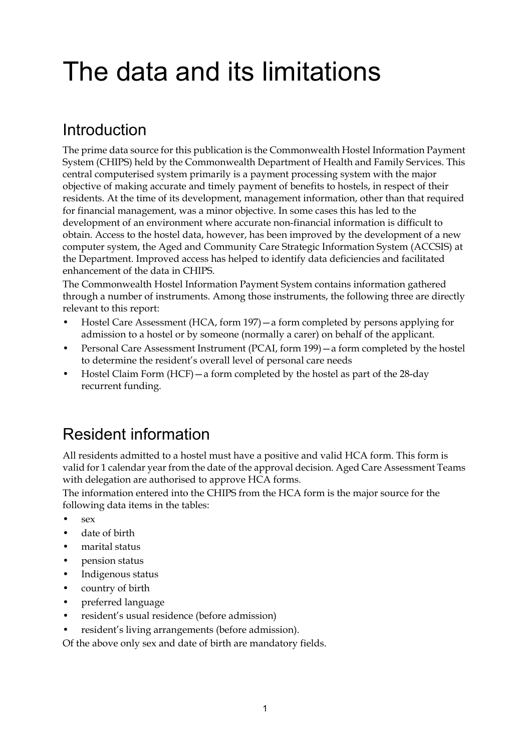# The data and its limitations

## Introduction

The prime data source for this publication is the Commonwealth Hostel Information Payment System (CHIPS) held by the Commonwealth Department of Health and Family Services. This central computerised system primarily is a payment processing system with the major objective of making accurate and timely payment of benefits to hostels, in respect of their residents. At the time of its development, management information, other than that required for financial management, was a minor objective. In some cases this has led to the development of an environment where accurate non-financial information is difficult to obtain. Access to the hostel data, however, has been improved by the development of a new computer system, the Aged and Community Care Strategic Information System (ACCSIS) at the Department. Improved access has helped to identify data deficiencies and facilitated enhancement of the data in CHIPS.

The Commonwealth Hostel Information Payment System contains information gathered through a number of instruments. Among those instruments, the following three are directly relevant to this report:

- Hostel Care Assessment (HCA, form 197)—a form completed by persons applying for admission to a hostel or by someone (normally a carer) on behalf of the applicant.
- Personal Care Assessment Instrument (PCAI, form 199)—a form completed by the hostel to determine the resident's overall level of personal care needs
- Hostel Claim Form (HCF)—a form completed by the hostel as part of the 28-day recurrent funding.

## Resident information

All residents admitted to a hostel must have a positive and valid HCA form. This form is valid for 1 calendar year from the date of the approval decision. Aged Care Assessment Teams with delegation are authorised to approve HCA forms.

The information entered into the CHIPS from the HCA form is the major source for the following data items in the tables:

- sex
- date of birth
- marital status
- pension status
- Indigenous status
- country of birth
- preferred language
- resident's usual residence (before admission)
- resident's living arrangements (before admission).

Of the above only sex and date of birth are mandatory fields.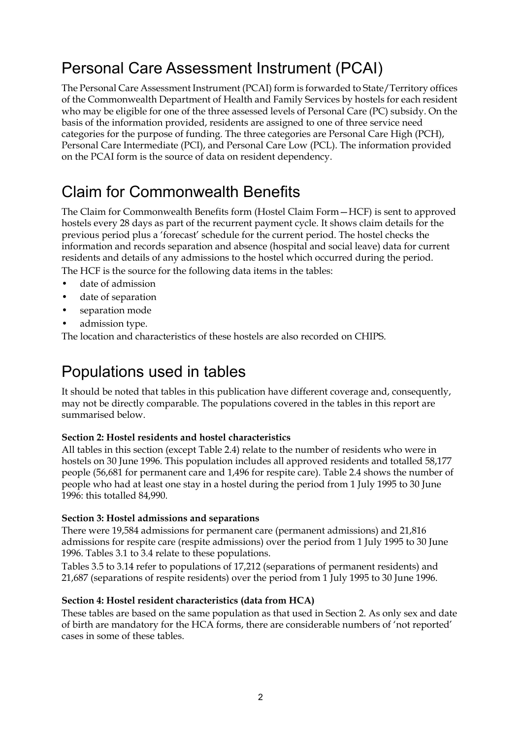## Personal Care Assessment Instrument (PCAI)

The Personal Care Assessment Instrument (PCAI) form is forwarded to State/Territory offices of the Commonwealth Department of Health and Family Services by hostels for each resident who may be eligible for one of the three assessed levels of Personal Care (PC) subsidy. On the basis of the information provided, residents are assigned to one of three service need categories for the purpose of funding. The three categories are Personal Care High (PCH), Personal Care Intermediate (PCI), and Personal Care Low (PCL). The information provided on the PCAI form is the source of data on resident dependency.

## Claim for Commonwealth Benefits

The Claim for Commonwealth Benefits form (Hostel Claim Form—HCF) is sent to approved hostels every 28 days as part of the recurrent payment cycle. It shows claim details for the previous period plus a 'forecast' schedule for the current period. The hostel checks the information and records separation and absence (hospital and social leave) data for current residents and details of any admissions to the hostel which occurred during the period.

The HCF is the source for the following data items in the tables:

- date of admission
- date of separation
- separation mode
- admission type.

The location and characteristics of these hostels are also recorded on CHIPS.

## Populations used in tables

It should be noted that tables in this publication have different coverage and, consequently, may not be directly comparable. The populations covered in the tables in this report are summarised below.

**Section 2: Hostel residents and hostel characteristics**

All tables in this section (except Table 2.4) relate to the number of residents who were in hostels on 30 June 1996. This population includes all approved residents and totalled 58,177 people (56,681 for permanent care and 1,496 for respite care). Table 2.4 shows the number of people who had at least one stay in a hostel during the period from 1 July 1995 to 30 June 1996: this totalled 84,990.

**Section 3: Hostel admissions and separations**

There were 19,584 admissions for permanent care (permanent admissions) and 21,816 admissions for respite care (respite admissions) over the period from 1 July 1995 to 30 June 1996. Tables 3.1 to 3.4 relate to these populations.

Tables 3.5 to 3.14 refer to populations of 17,212 (separations of permanent residents) and 21,687 (separations of respite residents) over the period from 1 July 1995 to 30 June 1996.

**Section 4: Hostel resident characteristics (data from HCA)**

These tables are based on the same population as that used in Section 2. As only sex and date of birth are mandatory for the HCA forms, there are considerable numbers of 'not reported' cases in some of these tables.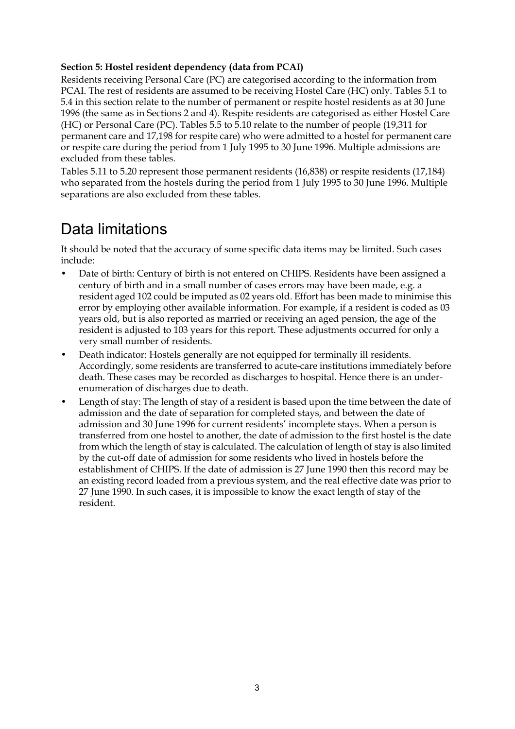**Section 5: Hostel resident dependency (data from PCAI)**

Residents receiving Personal Care (PC) are categorised according to the information from PCAI. The rest of residents are assumed to be receiving Hostel Care (HC) only. Tables 5.1 to 5.4 in this section relate to the number of permanent or respite hostel residents as at 30 June 1996 (the same as in Sections 2 and 4). Respite residents are categorised as either Hostel Care (HC) or Personal Care (PC). Tables 5.5 to 5.10 relate to the number of people (19,311 for permanent care and 17,198 for respite care) who were admitted to a hostel for permanent care or respite care during the period from 1 July 1995 to 30 June 1996. Multiple admissions are excluded from these tables.

Tables 5.11 to 5.20 represent those permanent residents (16,838) or respite residents (17,184) who separated from the hostels during the period from 1 July 1995 to 30 June 1996. Multiple separations are also excluded from these tables.

# Data limitations

It should be noted that the accuracy of some specific data items may be limited. Such cases include:

- Date of birth: Century of birth is not entered on CHIPS. Residents have been assigned a century of birth and in a small number of cases errors may have been made, e.g. a resident aged 102 could be imputed as 02 years old. Effort has been made to minimise this error by employing other available information. For example, if a resident is coded as 03 years old, but is also reported as married or receiving an aged pension, the age of the resident is adjusted to 103 years for this report. These adjustments occurred for only a very small number of residents.
- Death indicator: Hostels generally are not equipped for terminally ill residents. Accordingly, some residents are transferred to acute-care institutions immediately before death. These cases may be recorded as discharges to hospital. Hence there is an under-enumeration of discharges due to death.
- Length of stay: The length of stay of a resident is based upon the time between the date of admission and the date of separation for completed stays, and between the date of admission and 30 June 1996 for current residents' incomplete stays. When a person is transferred from one hostel to another, the date of admission to the first hostel is the date from which the length of stay is calculated. The calculation of length of stay is also limited by the cut-off date of admission for some residents who lived in hostels before the establishment of CHIPS. If the date of admission is 27 June 1990 then this record may be an existing record loaded from a previous system, and the real effective date was prior to 27 June 1990. In such cases, it is impossible to know the exact length of stay of the resident.